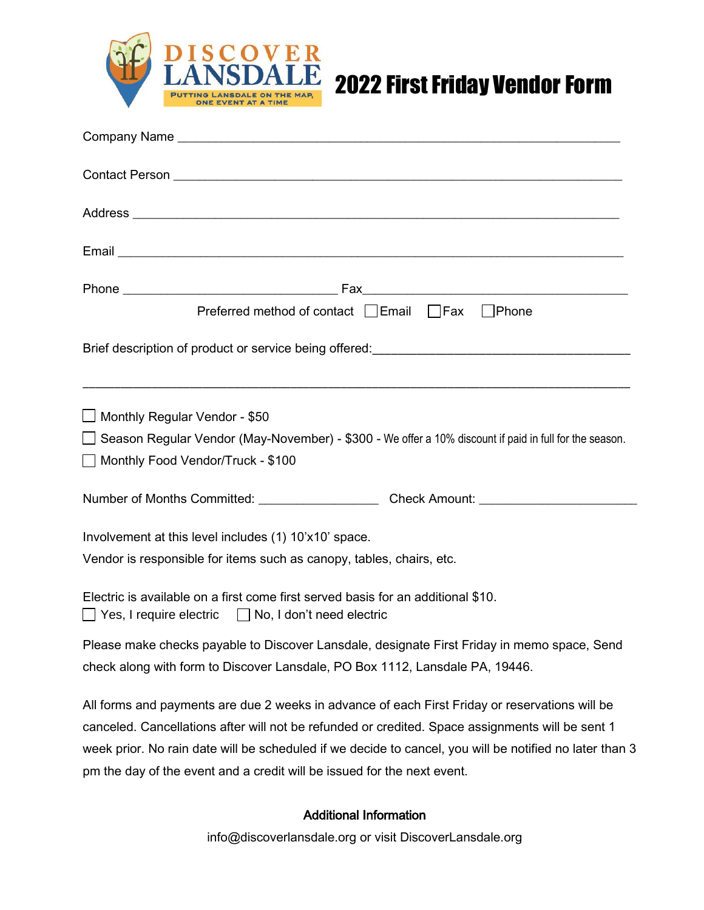DISCOVER LANSDALE

PUTTING LANSDALE ON THE MAP, ONE EVENT AT A TIME

# 2022 First Friday Vendor Form

Company Name ________________________________________________________________

Contact Person ______________________________________________________________

Address ____________________________________________________________________

Email ______________________________________________________________________

Phone ______________________________ Fax____________________________________

Preferred method of contact ☐ Email ☐ Fax ☐ Phone

Brief description of product or service being offered:___________________________________

______________________________________________________________________________

☐ Monthly Regular Vendor - $50

☐ Season Regular Vendor (May-November) - $300 - We offer a 10% discount if paid in full for the season.

☐ Monthly Food Vendor/Truck - $100

Number of Months Committed: _________________ Check Amount: ______________________

Involvement at this level includes (1) 10'x10' space.

Vendor is responsible for items such as canopy, tables, chairs, etc.

Electric is available on a first come first served basis for an additional $10.

☐ Yes, I require electric ☐ No, I don't need electric

Please make checks payable to Discover Lansdale, designate First Friday in memo space, Send check along with form to Discover Lansdale, PO Box 1112, Lansdale PA, 19446.

All forms and payments are due 2 weeks in advance of each First Friday or reservations will be canceled. Cancellations after will not be refunded or credited. Space assignments will be sent 1 week prior. No rain date will be scheduled if we decide to cancel, you will be notified no later than 3 pm the day of the event and a credit will be issued for the next event.

**Additional Information**

info@discoverlansdale.org or visit DiscoverLansdale.org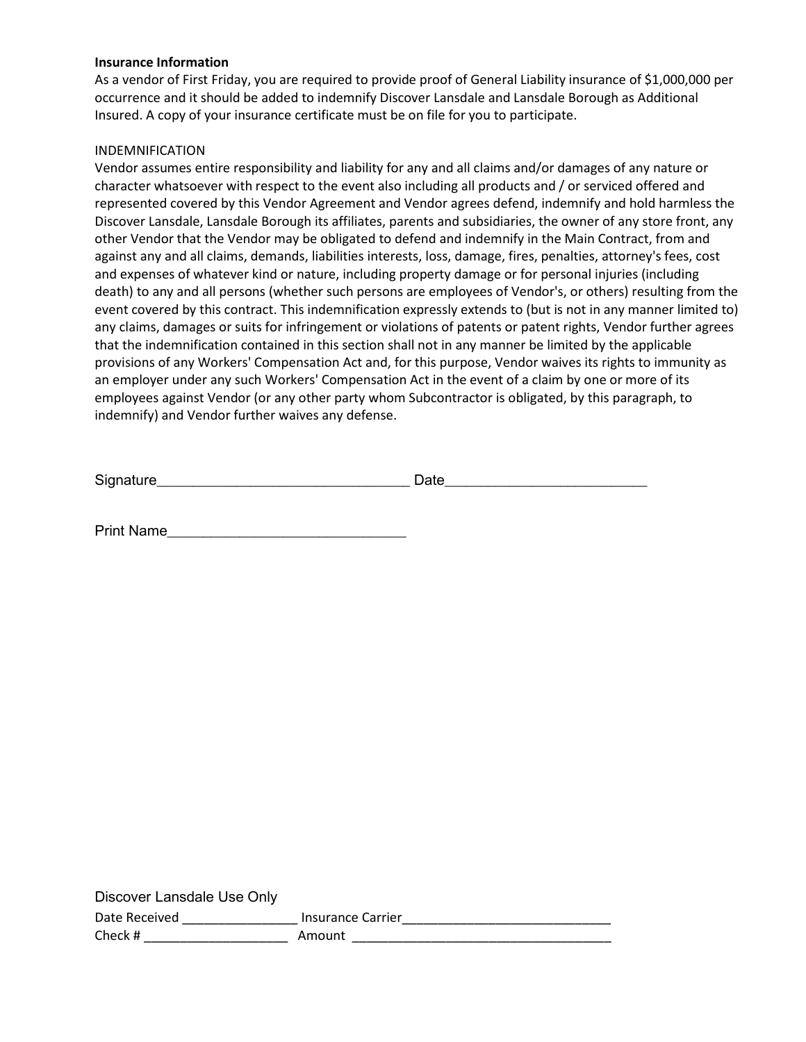**Insurance Information**

As a vendor of First Friday, you are required to provide proof of General Liability insurance of $1,000,000 per occurrence and it should be added to indemnify Discover Lansdale and Lansdale Borough as Additional Insured. A copy of your insurance certificate must be on file for you to participate.

INDEMNIFICATION

Vendor assumes entire responsibility and liability for any and all claims and/or damages of any nature or character whatsoever with respect to the event also including all products and / or serviced offered and represented covered by this Vendor Agreement and Vendor agrees defend, indemnify and hold harmless the Discover Lansdale, Lansdale Borough its affiliates, parents and subsidiaries, the owner of any store front, any other Vendor that the Vendor may be obligated to defend and indemnify in the Main Contract, from and against any and all claims, demands, liabilities interests, loss, damage, fires, penalties, attorney's fees, cost and expenses of whatever kind or nature, including property damage or for personal injuries (including death) to any and all persons (whether such persons are employees of Vendor's, or others) resulting from the event covered by this contract. This indemnification expressly extends to (but is not in any manner limited to) any claims, damages or suits for infringement or violations of patents or patent rights, Vendor further agrees that the indemnification contained in this section shall not in any manner be limited by the applicable provisions of any Workers' Compensation Act and, for this purpose, Vendor waives its rights to immunity as an employer under any such Workers' Compensation Act in the event of a claim by one or more of its employees against Vendor (or any other party whom Subcontractor is obligated, by this paragraph, to indemnify) and Vendor further waives any defense.

Signature_________________________________ Date__________________________

Print Name_______________________________

Discover Lansdale Use Only

Date Received ________________ Insurance Carrier_____________________________

Check # ____________________ Amount ____________________________________